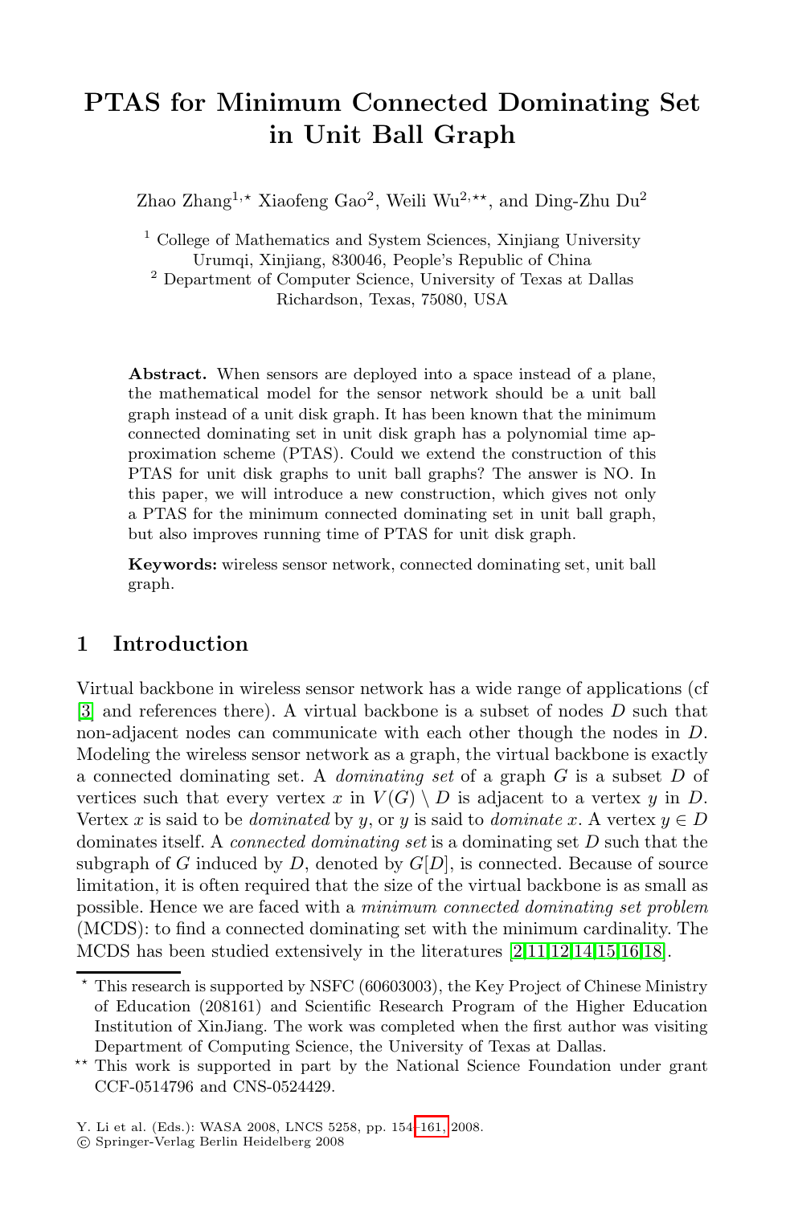# PTAS for Minimum Connected Dominating Set in Unit Ball Graph

Zhao Zhang[1,⋆] Xiaofeng Gao[2], Weili Wu[2,⋆⋆], and Ding-Zhu Du[2]

[1] College of Mathematics and System Sciences, Xinjiang University Urumqi, Xinjiang, 830046, People's Republic of China
[2] Department of Computer Science, University of Texas at Dallas Richardson, Texas, 75080, USA

**Abstract.** When sensors are deployed into a space instead of a plane, the mathematical model for the sensor network should be a unit ball graph instead of a unit disk graph. It has been known that the minimum connected dominating set in unit disk graph has a polynomial time approximation scheme (PTAS). Could we extend the construction of this PTAS for unit disk graphs to unit ball graphs? The answer is NO. In this paper, we will introduce a new construction, which gives not only a PTAS for the minimum connected dominating set in unit ball graph, but also improves running time of PTAS for unit disk graph.

**Keywords:** wireless sensor network, connected dominating set, unit ball graph.

## 1 Introduction

Virtual backbone in wireless sensor network has a wide range of applications (cf [3] and references there). A virtual backbone is a subset of nodes $D$ such that non-adjacent nodes can communicate with each other though the nodes in $D$. Modeling the wireless sensor network as a graph, the virtual backbone is exactly a connected dominating set. A *dominating set* of a graph $G$ is a subset $D$ of vertices such that every vertex $x$ in $V(G) \setminus D$ is adjacent to a vertex $y$ in $D$. Vertex $x$ is said to be *dominated* by $y$, or $y$ is said to *dominate* $x$. A vertex $y \in D$ dominates itself. A *connected dominating set* is a dominating set $D$ such that the subgraph of $G$ induced by $D$, denoted by $G[D]$, is connected. Because of source limitation, it is often required that the size of the virtual backbone is as small as possible. Hence we are faced with a *minimum connected dominating set problem* (MCDS): to find a connected dominating set with the minimum cardinality. The MCDS has been studied extensively in the literatures [2,11,12,14,15,16,18].

⋆ This research is supported by NSFC (60603003), the Key Project of Chinese Ministry of Education (208161) and Scientific Research Program of the Higher Education Institution of XinJiang. The work was completed when the first author was visiting Department of Computing Science, the University of Texas at Dallas.

⋆⋆ This work is supported in part by the National Science Foundation under grant CCF-0514796 and CNS-0524429.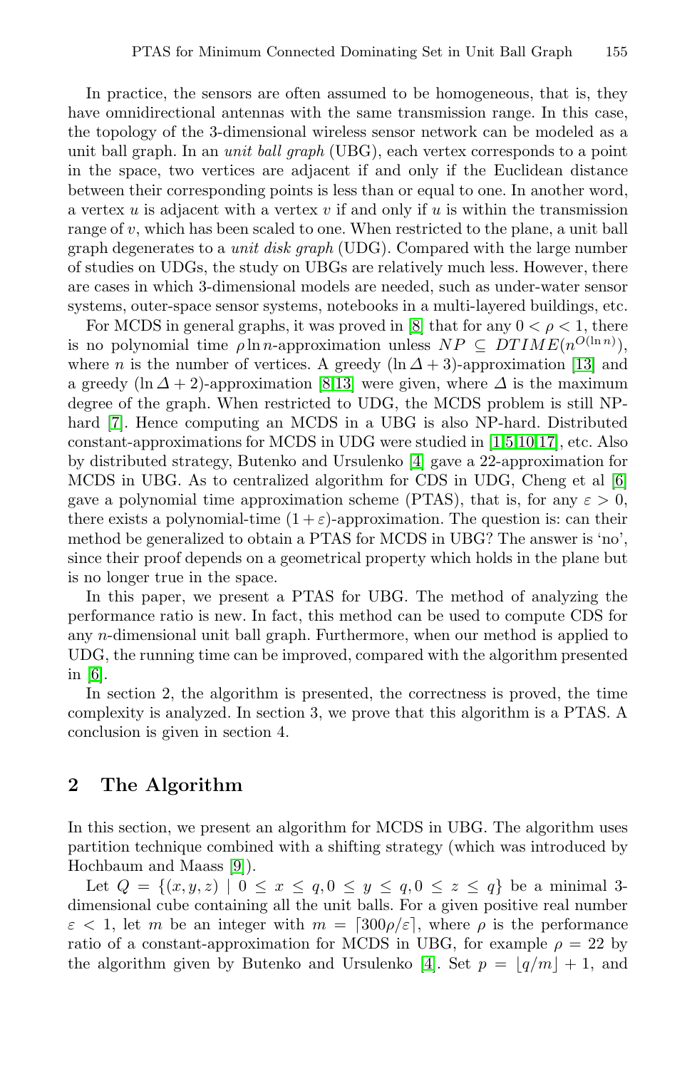In practice, the sensors are often assumed to be homogeneous, that is, they have omnidirectional antennas with the same transmission range. In this case, the topology of the 3-dimensional wireless sensor network can be modeled as a unit ball graph. In an *unit ball graph* (UBG), each vertex corresponds to a point in the space, two vertices are adjacent if and only if the Euclidean distance between their corresponding points is less than or equal to one. In another word, a vertex $u$ is adjacent with a vertex $v$ if and only if $u$ is within the transmission range of $v$, which has been scaled to one. When restricted to the plane, a unit ball graph degenerates to a *unit disk graph* (UDG). Compared with the large number of studies on UDGs, the study on UBGs are relatively much less. However, there are cases in which 3-dimensional models are needed, such as under-water sensor systems, outer-space sensor systems, notebooks in a multi-layered buildings, etc.

For MCDS in general graphs, it was proved in [8] that for any $0 < \rho < 1$, there is no polynomial time $\rho \ln n$-approximation unless $NP \subseteq DTIME(n^{O(\ln n)})$, where $n$ is the number of vertices. A greedy $(\ln \Delta + 3)$-approximation [13] and a greedy $(\ln \Delta + 2)$-approximation [8,13] were given, where $\Delta$ is the maximum degree of the graph. When restricted to UDG, the MCDS problem is still NP-hard [7]. Hence computing an MCDS in a UBG is also NP-hard. Distributed constant-approximations for MCDS in UDG were studied in [1,5,10,17], etc. Also by distributed strategy, Butenko and Ursulenko [4] gave a 22-approximation for MCDS in UBG. As to centralized algorithm for CDS in UDG, Cheng et al [6] gave a polynomial time approximation scheme (PTAS), that is, for any $\varepsilon > 0$, there exists a polynomial-time $(1+\varepsilon)$-approximation. The question is: can their method be generalized to obtain a PTAS for MCDS in UBG? The answer is 'no', since their proof depends on a geometrical property which holds in the plane but is no longer true in the space.

In this paper, we present a PTAS for UBG. The method of analyzing the performance ratio is new. In fact, this method can be used to compute CDS for any $n$-dimensional unit ball graph. Furthermore, when our method is applied to UDG, the running time can be improved, compared with the algorithm presented in [6].

In section 2, the algorithm is presented, the correctness is proved, the time complexity is analyzed. In section 3, we prove that this algorithm is a PTAS. A conclusion is given in section 4.

## 2 The Algorithm

In this section, we present an algorithm for MCDS in UBG. The algorithm uses partition technique combined with a shifting strategy (which was introduced by Hochbaum and Maass [9]).

Let $Q = \{(x, y, z) \mid 0 \le x \le q, 0 \le y \le q, 0 \le z \le q\}$ be a minimal 3-dimensional cube containing all the unit balls. For a given positive real number $\varepsilon < 1$, let $m$ be an integer with $m = \lceil 300\rho/\varepsilon \rceil$, where $\rho$ is the performance ratio of a constant-approximation for MCDS in UBG, for example $\rho = 22$ by the algorithm given by Butenko and Ursulenko [4]. Set $p = \lfloor q/m \rfloor + 1$, and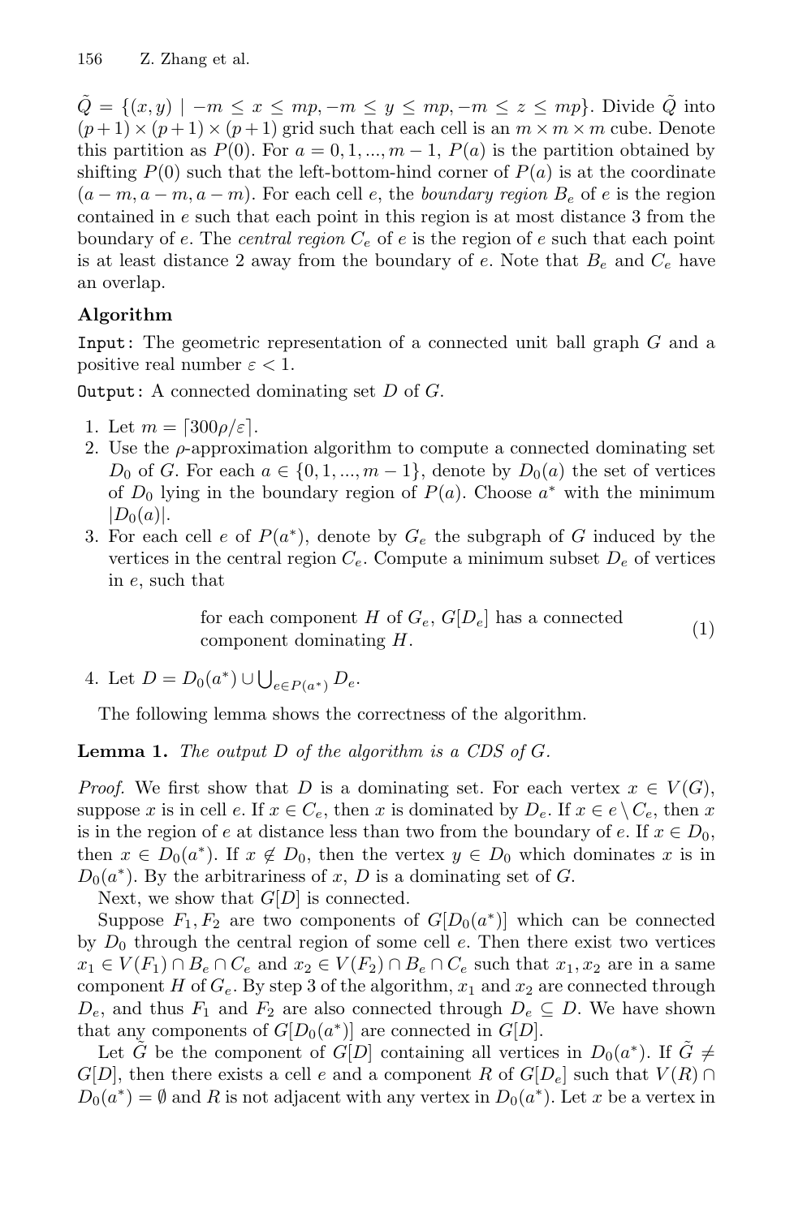$\tilde{Q} = \{(x, y) \mid -m \le x \le mp, -m \le y \le mp, -m \le z \le mp\}$. Divide $\tilde{Q}$ into $(p+1) \times (p+1) \times (p+1)$ grid such that each cell is an $m \times m \times m$ cube. Denote this partition as $P(0)$. For $a = 0, 1, ..., m-1$, $P(a)$ is the partition obtained by shifting $P(0)$ such that the left-bottom-hind corner of $P(a)$ is at the coordinate $(a-m, a-m, a-m)$. For each cell $e$, the *boundary region* $B_e$ of $e$ is the region contained in $e$ such that each point in this region is at most distance 3 from the boundary of $e$. The *central region* $C_e$ of $e$ is the region of $e$ such that each point is at least distance 2 away from the boundary of $e$. Note that $B_e$ and $C_e$ have an overlap.

**Algorithm**

`Input:` The geometric representation of a connected unit ball graph $G$ and a positive real number $\varepsilon < 1$.

`Output:` A connected dominating set $D$ of $G$.

1. Let $m = \lceil 300\rho/\varepsilon \rceil$.
2. Use the $\rho$-approximation algorithm to compute a connected dominating set $D_0$ of $G$. For each $a \in \{0, 1, ..., m-1\}$, denote by $D_0(a)$ the set of vertices of $D_0$ lying in the boundary region of $P(a)$. Choose $a^*$ with the minimum $|D_0(a)|$.
3. For each cell $e$ of $P(a^*)$, denote by $G_e$ the subgraph of $G$ induced by the vertices in the central region $C_e$. Compute a minimum subset $D_e$ of vertices in $e$, such that

$$\text{for each component } H \text{ of } G_e,\ G[D_e] \text{ has a connected component dominating } H. \tag{1}$$

4. Let $D = D_0(a^*) \cup \bigcup_{e \in P(a^*)} D_e$.

The following lemma shows the correctness of the algorithm.

**Lemma 1.** *The output $D$ of the algorithm is a CDS of $G$.*

*Proof.* We first show that $D$ is a dominating set. For each vertex $x \in V(G)$, suppose $x$ is in cell $e$. If $x \in C_e$, then $x$ is dominated by $D_e$. If $x \in e \setminus C_e$, then $x$ is in the region of $e$ at distance less than two from the boundary of $e$. If $x \in D_0$, then $x \in D_0(a^*)$. If $x \notin D_0$, then the vertex $y \in D_0$ which dominates $x$ is in $D_0(a^*)$. By the arbitrariness of $x$, $D$ is a dominating set of $G$.

Next, we show that $G[D]$ is connected.

Suppose $F_1, F_2$ are two components of $G[D_0(a^*)]$ which can be connected by $D_0$ through the central region of some cell $e$. Then there exist two vertices $x_1 \in V(F_1) \cap B_e \cap C_e$ and $x_2 \in V(F_2) \cap B_e \cap C_e$ such that $x_1, x_2$ are in a same component $H$ of $G_e$. By step 3 of the algorithm, $x_1$ and $x_2$ are connected through $D_e$, and thus $F_1$ and $F_2$ are also connected through $D_e \subseteq D$. We have shown that any components of $G[D_0(a^*)]$ are connected in $G[D]$.

Let $\tilde{G}$ be the component of $G[D]$ containing all vertices in $D_0(a^*)$. If $\tilde{G} \ne G[D]$, then there exists a cell $e$ and a component $R$ of $G[D_e]$ such that $V(R) \cap D_0(a^*) = \emptyset$ and $R$ is not adjacent with any vertex in $D_0(a^*)$. Let $x$ be a vertex in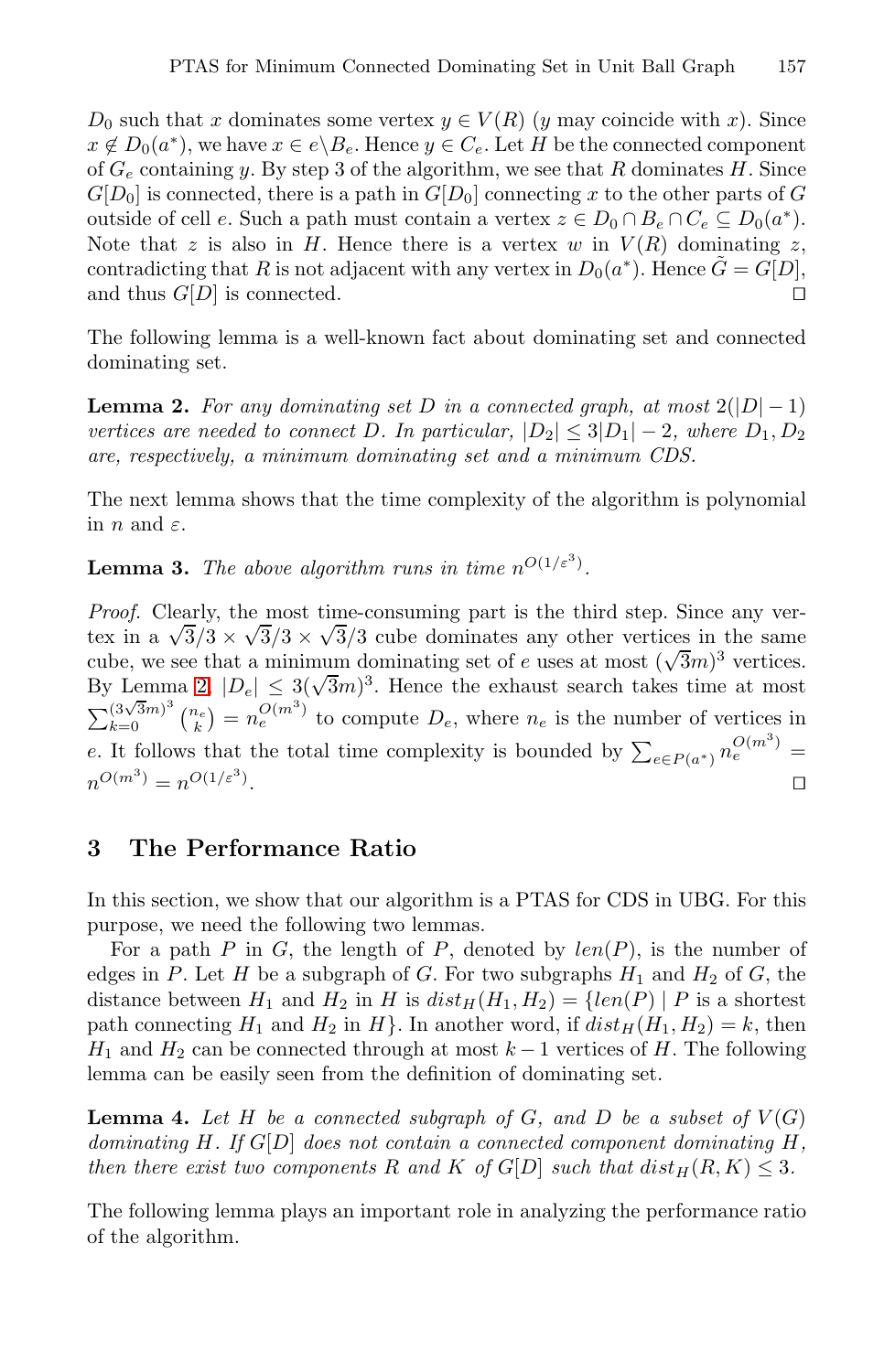$D_0$ such that $x$ dominates some vertex $y \in V(R)$ ($y$ may coincide with $x$). Since $x \notin D_0(a^*)$, we have $x \in e \backslash B_e$. Hence $y \in C_e$. Let $H$ be the connected component of $G_e$ containing $y$. By step 3 of the algorithm, we see that $R$ dominates $H$. Since $G[D_0]$ is connected, there is a path in $G[D_0]$ connecting $x$ to the other parts of $G$ outside of cell $e$. Such a path must contain a vertex $z \in D_0 \cap B_e \cap C_e \subseteq D_0(a^*)$. Note that $z$ is also in $H$. Hence there is a vertex $w$ in $V(R)$ dominating $z$, contradicting that $R$ is not adjacent with any vertex in $D_0(a^*)$. Hence $\tilde{G} = G[D]$, and thus $G[D]$ is connected. □

The following lemma is a well-known fact about dominating set and connected dominating set.

**Lemma 2.** *For any dominating set $D$ in a connected graph, at most $2(|D|-1)$ vertices are needed to connect $D$. In particular, $|D_2| \leq 3|D_1| - 2$, where $D_1, D_2$ are, respectively, a minimum dominating set and a minimum CDS.*

The next lemma shows that the time complexity of the algorithm is polynomial in $n$ and $\varepsilon$.

**Lemma 3.** *The above algorithm runs in time $n^{O(1/\varepsilon^3)}$.*

*Proof.* Clearly, the most time-consuming part is the third step. Since any vertex in a $\sqrt{3}/3 \times \sqrt{3}/3 \times \sqrt{3}/3$ cube dominates any other vertices in the same cube, we see that a minimum dominating set of $e$ uses at most $(\sqrt{3}m)^3$ vertices. By Lemma 2, $|D_e| \leq 3(\sqrt{3}m)^3$. Hence the exhaust search takes time at most $\sum_{k=0}^{(3\sqrt{3}m)^3} \binom{n_e}{k} = n_e^{O(m^3)}$ to compute $D_e$, where $n_e$ is the number of vertices in $e$. It follows that the total time complexity is bounded by $\sum_{e \in P(a^*)} n_e^{O(m^3)} = n^{O(m^3)} = n^{O(1/\varepsilon^3)}$. □

## 3 The Performance Ratio

In this section, we show that our algorithm is a PTAS for CDS in UBG. For this purpose, we need the following two lemmas.

For a path $P$ in $G$, the length of $P$, denoted by $len(P)$, is the number of edges in $P$. Let $H$ be a subgraph of $G$. For two subgraphs $H_1$ and $H_2$ of $G$, the distance between $H_1$ and $H_2$ in $H$ is $dist_H(H_1, H_2) = \{len(P) \mid P$ is a shortest path connecting $H_1$ and $H_2$ in $H\}$. In another word, if $dist_H(H_1, H_2) = k$, then $H_1$ and $H_2$ can be connected through at most $k-1$ vertices of $H$. The following lemma can be easily seen from the definition of dominating set.

**Lemma 4.** *Let $H$ be a connected subgraph of $G$, and $D$ be a subset of $V(G)$ dominating $H$. If $G[D]$ does not contain a connected component dominating $H$, then there exist two components $R$ and $K$ of $G[D]$ such that $dist_H(R, K) \leq 3$.*

The following lemma plays an important role in analyzing the performance ratio of the algorithm.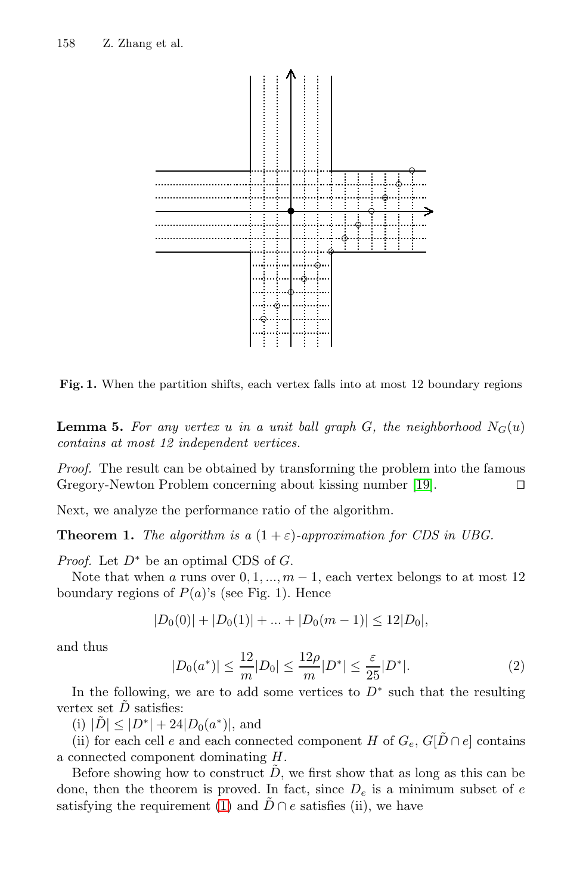**Fig. 1.** When the partition shifts, each vertex falls into at most 12 boundary regions

**Lemma 5.** *For any vertex $u$ in a unit ball graph $G$, the neighborhood $N_G(u)$ contains at most 12 independent vertices.*

*Proof.* The result can be obtained by transforming the problem into the famous Gregory-Newton Problem concerning about kissing number [19]. ◻

Next, we analyze the performance ratio of the algorithm.

**Theorem 1.** *The algorithm is a $(1 + \varepsilon)$-approximation for CDS in UBG.*

*Proof.* Let $D^*$ be an optimal CDS of $G$.

Note that when $a$ runs over $0, 1, ..., m - 1$, each vertex belongs to at most 12 boundary regions of $P(a)$'s (see Fig. 1). Hence

$$|D_0(0)| + |D_0(1)| + ... + |D_0(m - 1)| \leq 12|D_0|,$$

and thus

$$|D_0(a^*)| \leq \frac{12}{m}|D_0| \leq \frac{12\rho}{m}|D^*| \leq \frac{\varepsilon}{25}|D^*|. \tag{2}$$

In the following, we are to add some vertices to $D^*$ such that the resulting vertex set $\tilde{D}$ satisfies:

(i) $|\tilde{D}| \leq |D^*| + 24|D_0(a^*)|$, and

(ii) for each cell $e$ and each connected component $H$ of $G_e$, $G[\tilde{D} \cap e]$ contains a connected component dominating $H$.

Before showing how to construct $\tilde{D}$, we first show that as long as this can be done, then the theorem is proved. In fact, since $D_e$ is a minimum subset of $e$ satisfying the requirement (1) and $\tilde{D} \cap e$ satisfies (ii), we have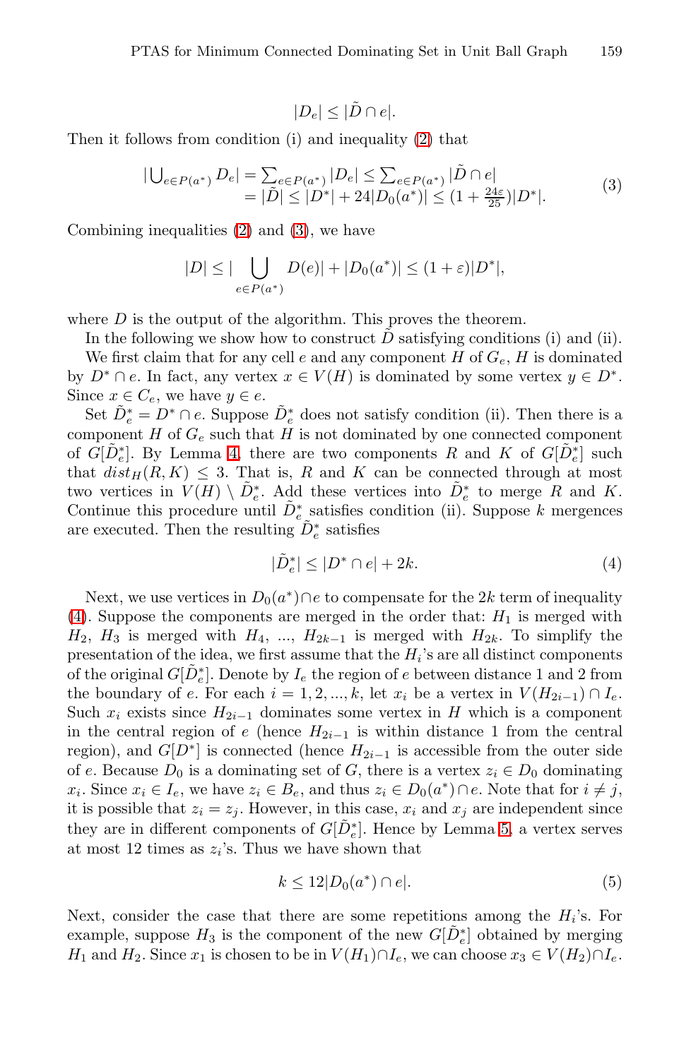$$|D_e| \leq |\tilde{D} \cap e|.$$

Then it follows from condition (i) and inequality (2) that

$$\begin{aligned} |\bigcup_{e \in P(a^*)} D_e| &= \sum_{e \in P(a^*)} |D_e| \leq \sum_{e \in P(a^*)} |\tilde{D} \cap e| \\ &= |\tilde{D}| \leq |D^*| + 24|D_0(a^*)| \leq (1 + \tfrac{24\varepsilon}{25})|D^*|. \end{aligned} \tag{3}$$

Combining inequalities (2) and (3), we have

$$|D| \leq |\bigcup_{e \in P(a^*)} D(e)| + |D_0(a^*)| \leq (1 + \varepsilon)|D^*|,$$

where $D$ is the output of the algorithm. This proves the theorem.

In the following we show how to construct $\tilde{D}$ satisfying conditions (i) and (ii).

We first claim that for any cell $e$ and any component $H$ of $G_e$, $H$ is dominated by $D^* \cap e$. In fact, any vertex $x \in V(H)$ is dominated by some vertex $y \in D^*$. Since $x \in C_e$, we have $y \in e$.

Set $\tilde{D}_e^* = D^* \cap e$. Suppose $\tilde{D}_e^*$ does not satisfy condition (ii). Then there is a component $H$ of $G_e$ such that $H$ is not dominated by one connected component of $G[\tilde{D}_e^*]$. By Lemma 4, there are two components $R$ and $K$ of $G[\tilde{D}_e^*]$ such that $dist_H(R, K) \leq 3$. That is, $R$ and $K$ can be connected through at most two vertices in $V(H) \setminus \tilde{D}_e^*$. Add these vertices into $\tilde{D}_e^*$ to merge $R$ and $K$. Continue this procedure until $\tilde{D}_e^*$ satisfies condition (ii). Suppose $k$ mergences are executed. Then the resulting $\tilde{D}_e^*$ satisfies

$$|\tilde{D}_e^*| \leq |D^* \cap e| + 2k. \tag{4}$$

Next, we use vertices in $D_0(a^*) \cap e$ to compensate for the $2k$ term of inequality (4). Suppose the components are merged in the order that: $H_1$ is merged with $H_2$, $H_3$ is merged with $H_4$, ..., $H_{2k-1}$ is merged with $H_{2k}$. To simplify the presentation of the idea, we first assume that the $H_i$'s are all distinct components of the original $G[\tilde{D}_e^*]$. Denote by $I_e$ the region of $e$ between distance 1 and 2 from the boundary of $e$. For each $i = 1, 2, ..., k$, let $x_i$ be a vertex in $V(H_{2i-1}) \cap I_e$. Such $x_i$ exists since $H_{2i-1}$ dominates some vertex in $H$ which is a component in the central region of $e$ (hence $H_{2i-1}$ is within distance 1 from the central region), and $G[D^*]$ is connected (hence $H_{2i-1}$ is accessible from the outer side of $e$. Because $D_0$ is a dominating set of $G$, there is a vertex $z_i \in D_0$ dominating $x_i$. Since $x_i \in I_e$, we have $z_i \in B_e$, and thus $z_i \in D_0(a^*) \cap e$. Note that for $i \neq j$, it is possible that $z_i = z_j$. However, in this case, $x_i$ and $x_j$ are independent since they are in different components of $G[\tilde{D}_e^*]$. Hence by Lemma 5, a vertex serves at most 12 times as $z_i$'s. Thus we have shown that

$$k \leq 12|D_0(a^*) \cap e|. \tag{5}$$

Next, consider the case that there are some repetitions among the $H_i$'s. For example, suppose $H_3$ is the component of the new $G[\tilde{D}_e^*]$ obtained by merging $H_1$ and $H_2$. Since $x_1$ is chosen to be in $V(H_1) \cap I_e$, we can choose $x_3 \in V(H_2) \cap I_e$.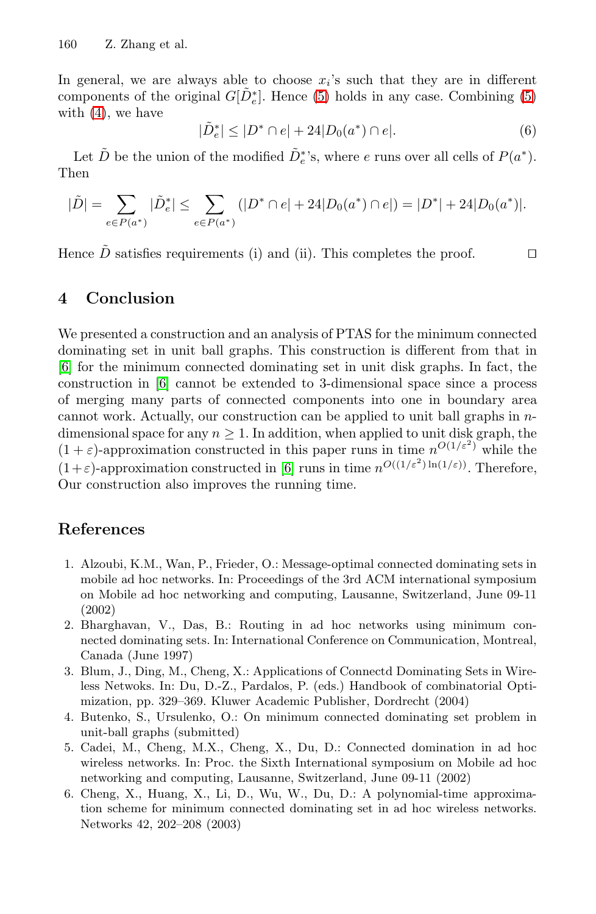In general, we are always able to choose $x_i$'s such that they are in different components of the original $G[\tilde{D}_e^*]$. Hence (5) holds in any case. Combining (5) with (4), we have

$$|\tilde{D}_e^*| \leq |D^* \cap e| + 24|D_0(a^*) \cap e|. \tag{6}$$

Let $\tilde{D}$ be the union of the modified $\tilde{D}_e^*$'s, where $e$ runs over all cells of $P(a^*)$. Then

$$|\tilde{D}| = \sum_{e \in P(a^*)} |\tilde{D}_e^*| \leq \sum_{e \in P(a^*)} (|D^* \cap e| + 24|D_0(a^*) \cap e|) = |D^*| + 24|D_0(a^*)|.$$

Hence $\tilde{D}$ satisfies requirements (i) and (ii). This completes the proof. □

## 4 Conclusion

We presented a construction and an analysis of PTAS for the minimum connected dominating set in unit ball graphs. This construction is different from that in [6] for the minimum connected dominating set in unit disk graphs. In fact, the construction in [6] cannot be extended to 3-dimensional space since a process of merging many parts of connected components into one in boundary area cannot work. Actually, our construction can be applied to unit ball graphs in $n$-dimensional space for any $n \geq 1$. In addition, when applied to unit disk graph, the $(1+\varepsilon)$-approximation constructed in this paper runs in time $n^{O(1/\varepsilon^2)}$ while the $(1+\varepsilon)$-approximation constructed in [6] runs in time $n^{O((1/\varepsilon^2)\ln(1/\varepsilon))}$. Therefore, Our construction also improves the running time.

## References

1. Alzoubi, K.M., Wan, P., Frieder, O.: Message-optimal connected dominating sets in mobile ad hoc networks. In: Proceedings of the 3rd ACM international symposium on Mobile ad hoc networking and computing, Lausanne, Switzerland, June 09-11 (2002)
2. Bharghavan, V., Das, B.: Routing in ad hoc networks using minimum connected dominating sets. In: International Conference on Communication, Montreal, Canada (June 1997)
3. Blum, J., Ding, M., Cheng, X.: Applications of Connectd Dominating Sets in Wireless Netwoks. In: Du, D.-Z., Pardalos, P. (eds.) Handbook of combinatorial Optimization, pp. 329–369. Kluwer Academic Publisher, Dordrecht (2004)
4. Butenko, S., Ursulenko, O.: On minimum connected dominating set problem in unit-ball graphs (submitted)
5. Cadei, M., Cheng, M.X., Cheng, X., Du, D.: Connected domination in ad hoc wireless networks. In: Proc. the Sixth International symposium on Mobile ad hoc networking and computing, Lausanne, Switzerland, June 09-11 (2002)
6. Cheng, X., Huang, X., Li, D., Wu, W., Du, D.: A polynomial-time approximation scheme for minimum connected dominating set in ad hoc wireless networks. Networks 42, 202–208 (2003)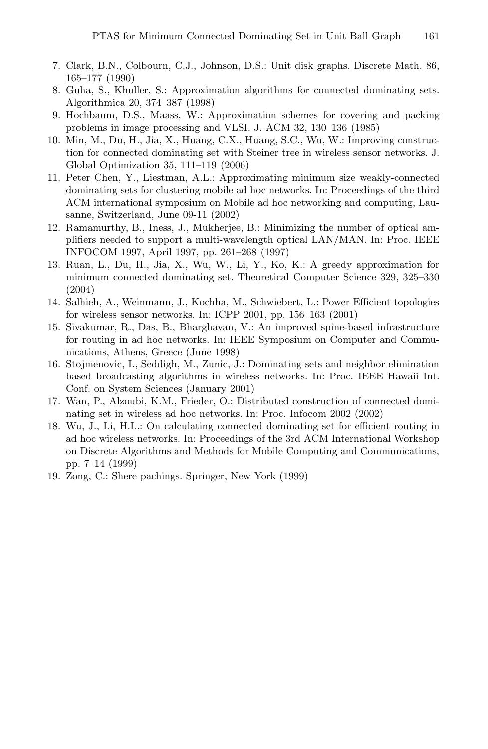7. Clark, B.N., Colbourn, C.J., Johnson, D.S.: Unit disk graphs. Discrete Math. 86, 165–177 (1990)
8. Guha, S., Khuller, S.: Approximation algorithms for connected dominating sets. Algorithmica 20, 374–387 (1998)
9. Hochbaum, D.S., Maass, W.: Approximation schemes for covering and packing problems in image processing and VLSI. J. ACM 32, 130–136 (1985)
10. Min, M., Du, H., Jia, X., Huang, C.X., Huang, S.C., Wu, W.: Improving construction for connected dominating set with Steiner tree in wireless sensor networks. J. Global Optimization 35, 111–119 (2006)
11. Peter Chen, Y., Liestman, A.L.: Approximating minimum size weakly-connected dominating sets for clustering mobile ad hoc networks. In: Proceedings of the third ACM international symposium on Mobile ad hoc networking and computing, Lausanne, Switzerland, June 09-11 (2002)
12. Ramamurthy, B., Iness, J., Mukherjee, B.: Minimizing the number of optical amplifiers needed to support a multi-wavelength optical LAN/MAN. In: Proc. IEEE INFOCOM 1997, April 1997, pp. 261–268 (1997)
13. Ruan, L., Du, H., Jia, X., Wu, W., Li, Y., Ko, K.: A greedy approximation for minimum connected dominating set. Theoretical Computer Science 329, 325–330 (2004)
14. Salhieh, A., Weinmann, J., Kochha, M., Schwiebert, L.: Power Efficient topologies for wireless sensor networks. In: ICPP 2001, pp. 156–163 (2001)
15. Sivakumar, R., Das, B., Bharghavan, V.: An improved spine-based infrastructure for routing in ad hoc networks. In: IEEE Symposium on Computer and Communications, Athens, Greece (June 1998)
16. Stojmenovic, I., Seddigh, M., Zunic, J.: Dominating sets and neighbor elimination based broadcasting algorithms in wireless networks. In: Proc. IEEE Hawaii Int. Conf. on System Sciences (January 2001)
17. Wan, P., Alzoubi, K.M., Frieder, O.: Distributed construction of connected dominating set in wireless ad hoc networks. In: Proc. Infocom 2002 (2002)
18. Wu, J., Li, H.L.: On calculating connected dominating set for efficient routing in ad hoc wireless networks. In: Proceedings of the 3rd ACM International Workshop on Discrete Algorithms and Methods for Mobile Computing and Communications, pp. 7–14 (1999)
19. Zong, C.: Shere pachings. Springer, New York (1999)